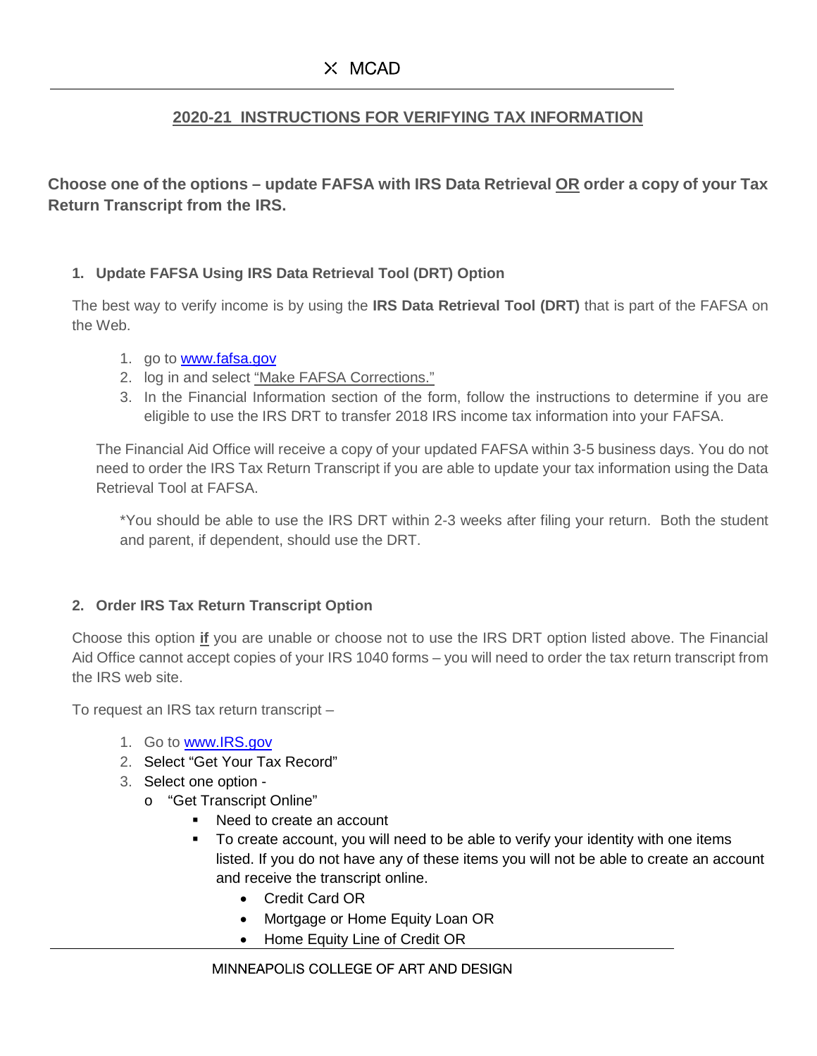## 2020-21 INSTRUCTIONS FOR VERIFYING TAX INFORMATION

**Choose one of the options – update FAFSA with IRS Data Retrieval OR order a copy of your Tax Return Transcript from the IRS.**

### 1. Update FAFSA Using IRS Data Retrieval Tool (DRT) Option

The best way to verify income is by using the **IRS Data Retrieval Tool (DRT)** that is part of the FAFSA on the Web.

1. go to www.fafsa.gov
2. log in and select "Make FAFSA Corrections."
3. In the Financial Information section of the form, follow the instructions to determine if you are eligible to use the IRS DRT to transfer 2018 IRS income tax information into your FAFSA.

The Financial Aid Office will receive a copy of your updated FAFSA within 3-5 business days. You do not need to order the IRS Tax Return Transcript if you are able to update your tax information using the Data Retrieval Tool at FAFSA.

*You should be able to use the IRS DRT within 2-3 weeks after filing your return. Both the student and parent, if dependent, should use the DRT.

### 2. Order IRS Tax Return Transcript Option

Choose this option **if** you are unable or choose not to use the IRS DRT option listed above. The Financial Aid Office cannot accept copies of your IRS 1040 forms – you will need to order the tax return transcript from the IRS web site.

To request an IRS tax return transcript –

1. Go to www.IRS.gov
2. Select "Get Your Tax Record"
3. Select one option -
   - "Get Transcript Online"
     - Need to create an account
     - To create account, you will need to be able to verify your identity with one items listed. If you do not have any of these items you will not be able to create an account and receive the transcript online.
       - Credit Card OR
       - Mortgage or Home Equity Loan OR
       - Home Equity Line of Credit OR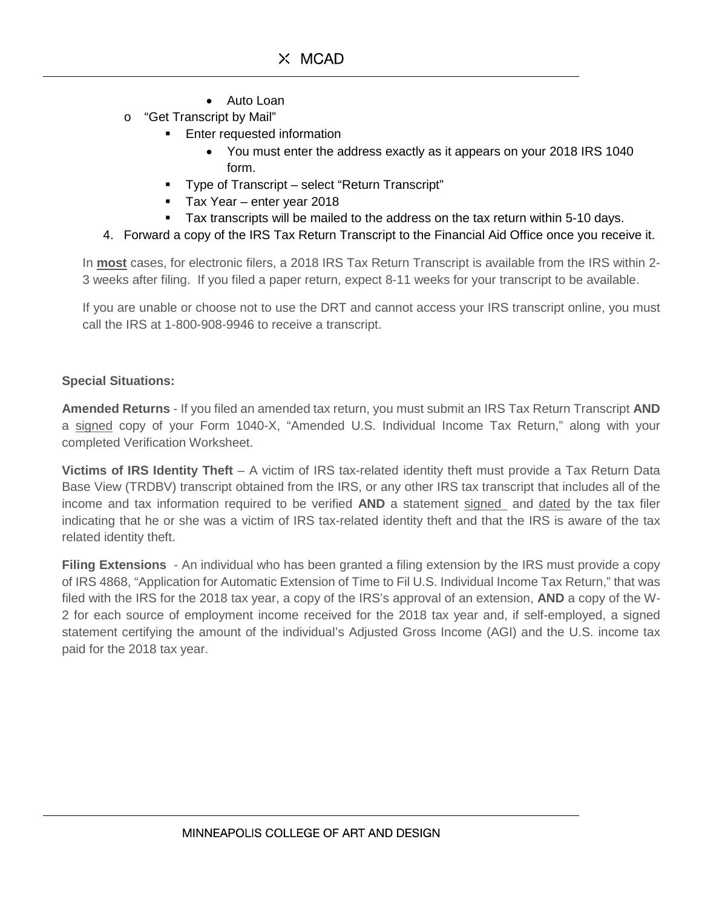- Auto Loan
    - "Get Transcript by Mail"
        - Enter requested information
            - You must enter the address exactly as it appears on your 2018 IRS 1040 form.
        - Type of Transcript – select "Return Transcript"
        - Tax Year – enter year 2018
        - Tax transcripts will be mailed to the address on the tax return within 5-10 days.

4. Forward a copy of the IRS Tax Return Transcript to the Financial Aid Office once you receive it.

In **most** cases, for electronic filers, a 2018 IRS Tax Return Transcript is available from the IRS within 2-3 weeks after filing. If you filed a paper return, expect 8-11 weeks for your transcript to be available.

If you are unable or choose not to use the DRT and cannot access your IRS transcript online, you must call the IRS at 1-800-908-9946 to receive a transcript.

**Special Situations:**

**Amended Returns** - If you filed an amended tax return, you must submit an IRS Tax Return Transcript **AND** a signed copy of your Form 1040-X, "Amended U.S. Individual Income Tax Return," along with your completed Verification Worksheet.

**Victims of IRS Identity Theft** – A victim of IRS tax-related identity theft must provide a Tax Return Data Base View (TRDBV) transcript obtained from the IRS, or any other IRS tax transcript that includes all of the income and tax information required to be verified **AND** a statement signed and dated by the tax filer indicating that he or she was a victim of IRS tax-related identity theft and that the IRS is aware of the tax related identity theft.

**Filing Extensions** - An individual who has been granted a filing extension by the IRS must provide a copy of IRS 4868, "Application for Automatic Extension of Time to Fil U.S. Individual Income Tax Return," that was filed with the IRS for the 2018 tax year, a copy of the IRS's approval of an extension, **AND** a copy of the W-2 for each source of employment income received for the 2018 tax year and, if self-employed, a signed statement certifying the amount of the individual's Adjusted Gross Income (AGI) and the U.S. income tax paid for the 2018 tax year.